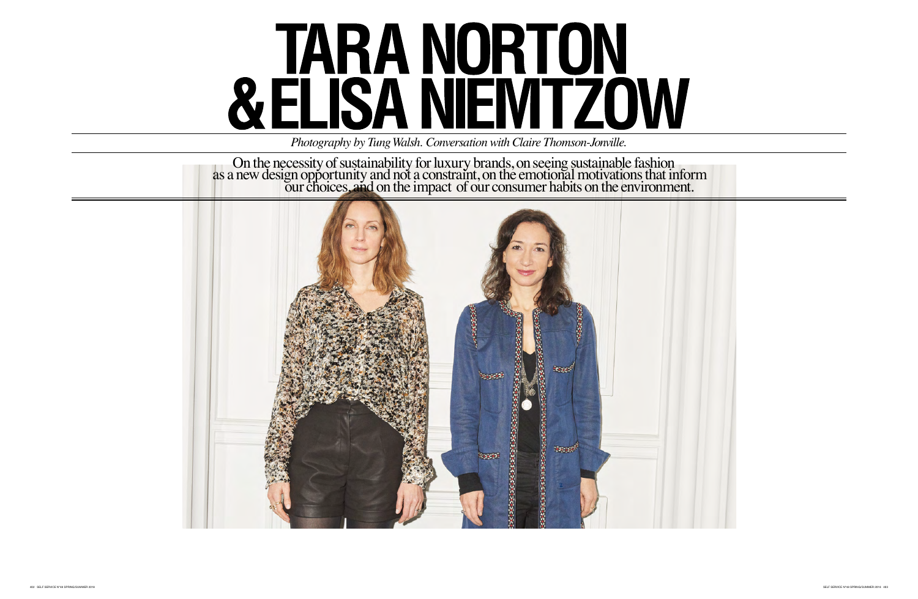# TARA NORTON & ELISA NIEMTZOW

*Photography by Tung Walsh. Conversation with Claire Thomson-Jonville.*

On the necessity of sustainability for luxury brands, on seeing sustainable fashion as a new design opportunity and not a constraint, on the emotional motivations that inform our choices, and on the impact of our consumer habits on the environment.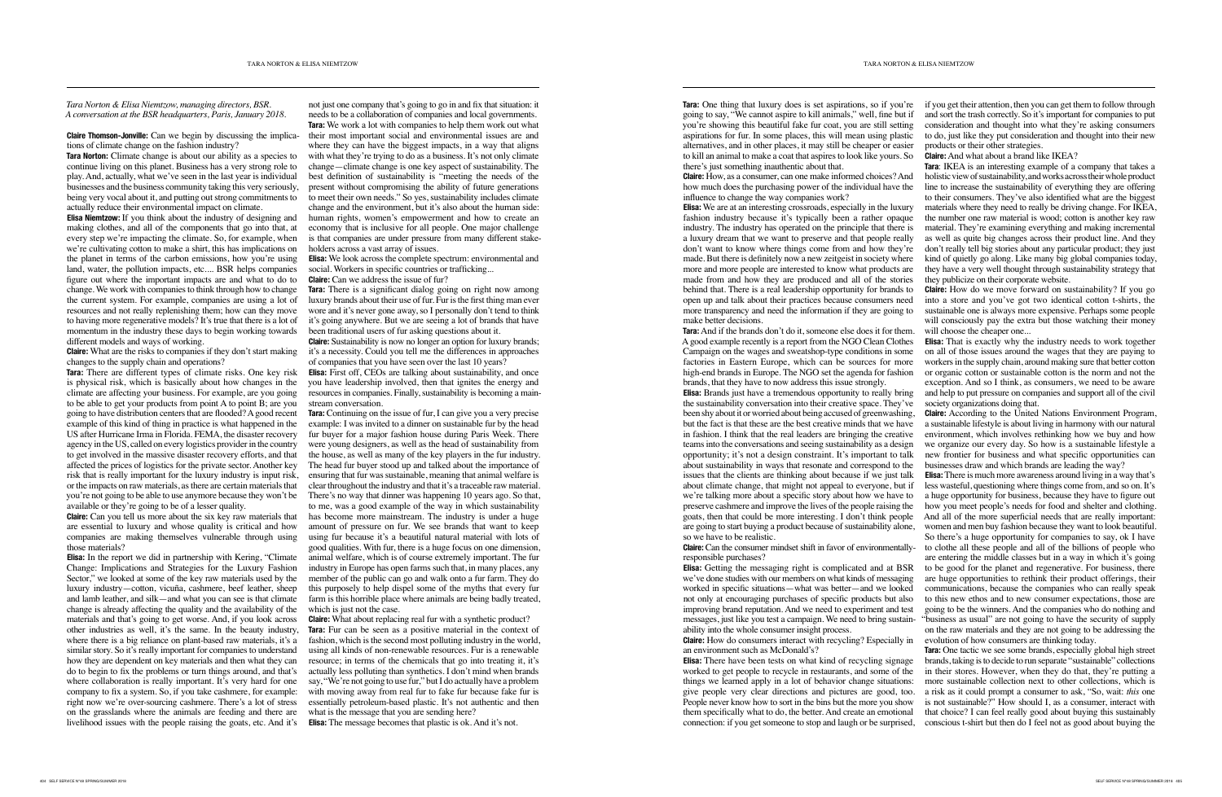*Tara Norton & Elisa Niemtzow, managing directors, BSR. A conversation at the BSR headquarters, Paris, January 2018.*

**Claire Thomson-Jonville:** Can we begin by discussing the implications of climate change on the fashion industry?

**Tara Norton:** Climate change is about our ability as a species to continue living on this planet. Business has a very strong role to play. And, actually, what we've seen in the last year is individual businesses and the business community taking this very seriously, being very vocal about it, and putting out strong commitments to actually reduce their environmental impact on climate.

**Elisa Niemtzow:** If you think about the industry of designing and making clothes, and all of the components that go into that, at every step we're impacting the climate. So, for example, when we're cultivating cotton to make a shirt, this has implications on the planet in terms of the carbon emissions, how you're using land, water, the pollution impacts, etc.... BSR helps companies figure out where the important impacts are and what to do to change. We work with companies to think through how to change the current system. For example, companies are using a lot of resources and not really replenishing them; how can they move to having more regenerative models? It's true that there is a lot of momentum in the industry these days to begin working towards different models and ways of working.

**Claire:** What are the risks to companies if they don't start making changes to the supply chain and operations?

**Tara:** There are different types of climate risks. One key risk is physical risk, which is basically about how changes in the climate are affecting your business. For example, are you going to be able to get your products from point A to point B; are you going to have distribution centers that are flooded? A good recent example of this kind of thing in practice is what happened in the US after Hurricane Irma in Florida. FEMA, the disaster recovery agency in the US, called on every logistics provider in the country to get involved in the massive disaster recovery efforts, and that affected the prices of logistics for the private sector. Another key risk that is really important for the luxury industry is input risk, or the impacts on raw materials, as there are certain materials that you're not going to be able to use anymore because they won't be available or they're going to be of a lesser quality.

**Claire:** Can you tell us more about the six key raw materials that are essential to luxury and whose quality is critical and how companies are making themselves vulnerable through using those materials?

**Elisa:** In the report we did in partnership with Kering, "Climate Change: Implications and Strategies for the Luxury Fashion Sector," we looked at some of the key raw materials used by the luxury industry—cotton, vicuña, cashmere, beef leather, sheep and lamb leather, and silk—and what you can see is that climate change is already affecting the quality and the availability of the materials and that's going to get worse. And, if you look across other industries as well, it's the same. In the beauty industry, where there is a big reliance on plant-based raw materials, it's a similar story. So it's really important for companies to understand how they are dependent on key materials and then what they can do to begin to fix the problems or turn things around, and that's where collaboration is really important. It's very hard for one company to fix a system. So, if you take cashmere, for example: right now we're over-sourcing cashmere. There's a lot of stress on the grasslands where the animals are feeding and there are livelihood issues with the people raising the goats, etc. And it's not just one company that's going to go in and fix that situation: it needs to be a collaboration of companies and local governments.

**Tara:** We work a lot with companies to help them work out what their most important social and environmental issues are and where they can have the biggest impacts, in a way that aligns with what they're trying to do as a business. It's not only climate change—climate change is one key aspect of sustainability. The best definition of sustainability is "meeting the needs of the present without compromising the ability of future generations to meet their own needs." So yes, sustainability includes climate change and the environment, but it's also about the human side: human rights, women's empowerment and how to create an economy that is inclusive for all people. One major challenge is that companies are under pressure from many different stakeholders across a vast array of issues.

**Elisa:** We look across the complete spectrum: environmental and social. Workers in specific countries or trafficking...

**Claire:** Can we address the issue of fur?

**Tara:** There is a significant dialog going on right now among luxury brands about their use of fur. Fur is the first thing man ever wore and it's never gone away, so I personally don't tend to think it's going anywhere. But we are seeing a lot of brands that have been traditional users of fur asking questions about it.

**Claire:** Sustainability is now no longer an option for luxury brands; it's a necessity. Could you tell me the differences in approaches of companies that you have seen over the last 10 years?

**Elisa:** First off, CEOs are talking about sustainability, and once you have leadership involved, then that ignites the energy and resources in companies. Finally, sustainability is becoming a mainstream conversation.

**Tara:** Continuing on the issue of fur, I can give you a very precise example: I was invited to a dinner on sustainable fur by the head fur buyer for a major fashion house during Paris Week. There were young designers, as well as the head of sustainability from the house, as well as many of the key players in the fur industry. The head fur buyer stood up and talked about the importance of ensuring that fur was sustainable, meaning that animal welfare is clear throughout the industry and that it's a traceable raw material. There's no way that dinner was happening 10 years ago. So that, to me, was a good example of the way in which sustainability has become more mainstream. The industry is under a huge amount of pressure on fur. We see brands that want to keep using fur because it's a beautiful natural material with lots of good qualities. With fur, there is a huge focus on one dimension, animal welfare, which is of course extremely important. The fur industry in Europe has open farms such that, in many places, any member of the public can go and walk onto a fur farm. They do this purposely to help dispel some of the myths that every fur farm is this horrible place where animals are being badly treated, which is just not the case.

**Claire:** What about replacing real fur with a synthetic product?

**Tara:** Fur can be seen as a positive material in the context of fashion, which is the second most polluting industry in the world, using all kinds of non-renewable resources. Fur is a renewable resource; in terms of the chemicals that go into treating it, it's actually less polluting than synthetics. I don't mind when brands say, "We're not going to use fur," but I do actually have a problem with moving away from real fur to fake fur because fake fur is essentially petroleum-based plastic. It's not authentic and then what is the message that you are sending here?

**Elisa:** The message becomes that plastic is ok. And it's not.

**Tara:** One thing that luxury does is set aspirations, so if you're going to say, "We cannot aspire to kill animals," well, fine but if you're showing this beautiful fake fur coat, you are still setting aspirations for fur. In some places, this will mean using plastic alternatives, and in other places, it may still be cheaper or easier to kill an animal to make a coat that aspires to look like yours. So there's just something inauthentic about that.

**Claire:** How, as a consumer, can one make informed choices? And how much does the purchasing power of the individual have the influence to change the way companies work?

**Elisa:** We are at an interesting crossroads, especially in the luxury fashion industry because it's typically been a rather opaque industry. The industry has operated on the principle that there is a luxury dream that we want to preserve and that people really don't want to know where things come from and how they're made. But there is definitely now a new zeitgeist in society where more and more people are interested to know what products are made from and how they are produced and all of the stories behind that. There is a real leadership opportunity for brands to open up and talk about their practices because consumers need more transparency and need the information if they are going to make better decisions.

**Tara:** And if the brands don't do it, someone else does it for them. A good example recently is a report from the NGO Clean Clothes Campaign on the wages and sweatshop-type conditions in some factories in Eastern Europe, which can be sources for more high-end brands in Europe. The NGO set the agenda for fashion brands, that they have to now address this issue strongly.

**Elisa:** Brands just have a tremendous opportunity to really bring the sustainability conversation into their creative space. They've been shy about it or worried about being accused of greenwashing, but the fact is that these are the best creative minds that we have in fashion. I think that the real leaders are bringing the creative teams into the conversations and seeing sustainability as a design opportunity; it's not a design constraint. It's important to talk about sustainability in ways that resonate and correspond to the issues that the clients are thinking about because if we just talk about climate change, that might not appeal to everyone, but if we're talking more about a specific story about how we have to preserve cashmere and improve the lives of the people raising the goats, then that could be more interesting. I don't think people are going to start buying a product because of sustainability alone, so we have to be realistic.

**Claire:** Can the consumer mindset shift in favor of environmentally-responsible purchases?

**Elisa:** Getting the messaging right is complicated and at BSR we've done studies with our members on what kinds of messaging worked in specific situations—what was better—and we looked not only at encouraging purchases of specific products but also improving brand reputation. And we need to experiment and test messages, just like you test a campaign. We need to bring sustainability into the whole consumer insight process.

**Claire:** How do consumers interact with recycling? Especially in an environment such as McDonald's?

**Elisa:** There have been tests on what kind of recycling signage worked to get people to recycle in restaurants, and some of the things we learned apply in a lot of behavior change situations: give people very clear directions and pictures are good, too. People never know how to sort in the bins but the more you show them specifically what to do, the better. And create an emotional connection: if you get someone to stop and laugh or be surprised, if you get their attention, then you can get them to follow through and sort the trash correctly. So it's important for companies to put consideration and thought into what they're asking consumers to do, just like they put consideration and thought into their new products or their other strategies.

**Claire:** And what about a brand like IKEA?

**Tara**: IKEA is an interesting example of a company that takes a holistic view of sustainability, and works across their whole product line to increase the sustainability of everything they are offering to their consumers. They've also identified what are the biggest materials where they need to really be driving change. For IKEA, the number one raw material is wood; cotton is another key raw material. They're examining everything and making incremental as well as quite big changes across their product line. And they don't really tell big stories about any particular product; they just kind of quietly go along. Like many big global companies today, they have a very well thought through sustainability strategy that they publicize on their corporate website.

**Claire:** How do we move forward on sustainability? If you go into a store and you've got two identical cotton t-shirts, the sustainable one is always more expensive. Perhaps some people will consciously pay the extra but those watching their money will choose the cheaper one...

**Elisa:** That is exactly why the industry needs to work together on all of those issues around the wages that they are paying to workers in the supply chain, around making sure that better cotton or organic cotton or sustainable cotton is the norm and not the exception. And so I think, as consumers, we need to be aware and help to put pressure on companies and support all of the civil society organizations doing that.

**Claire:** According to the United Nations Environment Program, a sustainable lifestyle is about living in harmony with our natural environment, which involves rethinking how we buy and how we organize our every day. So how is a sustainable lifestyle a new frontier for business and which brands are leading the way?

**Elisa:** There is much more awareness around living in a way that's less wasteful, questioning where things come from, and so on. It's a huge opportunity for business, because they have to figure out how you meet people's needs for food and shelter and clothing. And all of the more superficial needs that are really important: women and men buy fashion because they want to look beautiful. So there's a huge opportunity for companies to say, ok I have to clothe all these people and all of the billions of people who are entering the middle classes but in a way in which it's going to be good for the planet and regenerative. For business, there are huge opportunities to rethink their product offerings, their communications, because the companies who can really speak to this new ethos and to new consumer expectations, those are going to be the winners. And the companies who do nothing and "business as usual" are not going to have the security of supply on the raw materials and they are not going to be addressing the evolution of how consumers are thinking today.

**Tara:** One tactic we see some brands, especially global high street brands, taking is to decide to run separate "sustainable" collections in their stores. However, when they do that, they're putting a more sustainable collection next to other collections, which is a risk as it could prompt a consumer to ask, "So, wait: *this* one is not sustainable?" How should I, as a consumer, interact with that choice? I can feel really good about buying this sustainably conscious t-shirt but then do I feel not as good about buying the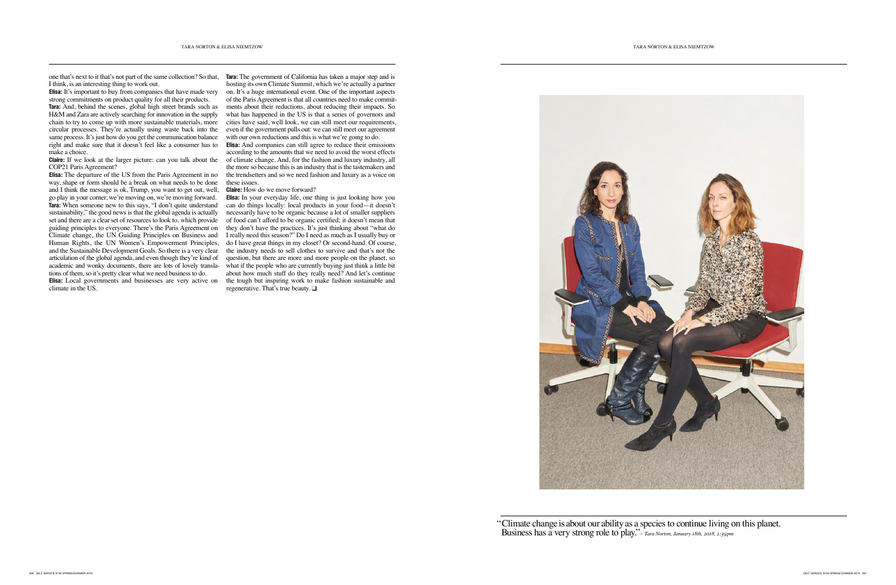one that's next to it that's not part of the same collection? So that, I think, is an interesting thing to work out.

**Elisa:** It's important to buy from companies that have made very strong commitments on product quality for all their products.

**Tara:** And, behind the scenes, global high street brands such as H&M and Zara are actively searching for innovation in the supply chain to try to come up with more sustainable materials, more circular processes. They're actually using waste back into the same process. It's just how do you get the communication balance right and make sure that it doesn't feel like a consumer has to make a choice.

**Claire:** If we look at the larger picture: can you talk about the COP21 Paris Agreement?

**Elisa:** The departure of the US from the Paris Agreement in no way, shape or form should be a break on what needs to be done and I think the message is ok, Trump, you want to get out, well, go play in your corner, we're moving on, we're moving forward.

**Tara:** When someone new to this says, "I don't quite understand sustainability," the good news is that the global agenda is actually set and there are a clear set of resources to look to, which provide guiding principles to everyone. There's the Paris Agreement on Climate change, the UN Guiding Principles on Business and Human Rights, the UN Women's Empowerment Principles, and the Sustainable Development Goals. So there is a very clear articulation of the global agenda, and even though they're kind of academic and wonky documents, there are lots of lovely translations of them, so it's pretty clear what we need business to do.

**Elisa:** Local governments and businesses are very active on climate in the US.

**Tara:** The government of California has taken a major step and is hosting its own Climate Summit, which we're actually a partner on. It's a huge international event. One of the important aspects of the Paris Agreement is that all countries need to make commitments about their reductions, about reducing their impacts. So what has happened in the US is that a series of governors and cities have said, well look, we can still meet our requirements, even if the government pulls out: we can still meet our agreement with our own reductions and this is what we're going to do.

**Elisa:** And companies can still agree to reduce their emissions according to the amounts that we need to avoid the worst effects of climate change. And, for the fashion and luxury industry, all the more so because this is an industry that is the tastemakers and the trendsetters and so we need fashion and luxury as a voice on these issues.

**Claire:** How do we move forward?

**Elisa:** In your everyday life, one thing is just looking how you can do things locally: local products in your food—it doesn't necessarily have to be organic because a lot of smaller suppliers of food can't afford to be organic certified; it doesn't mean that they don't have the practices. It's just thinking about "what do I really need this season?" Do I need as much as I usually buy or do I have great things in my closet? Or second-hand. Of course, the industry needs to sell clothes to survive and that's not the question, but there are more and more people on the planet, so what if the people who are currently buying just think a little bit about how much stuff do they really need? And let's continue the tough but inspiring work to make fashion sustainable and regenerative. That's true beauty. ❑

"Climate change is about our ability as a species to continue living on this planet. Business has a very strong role to play." *– Tara Norton, January 18th, 2018, 2:39pm*